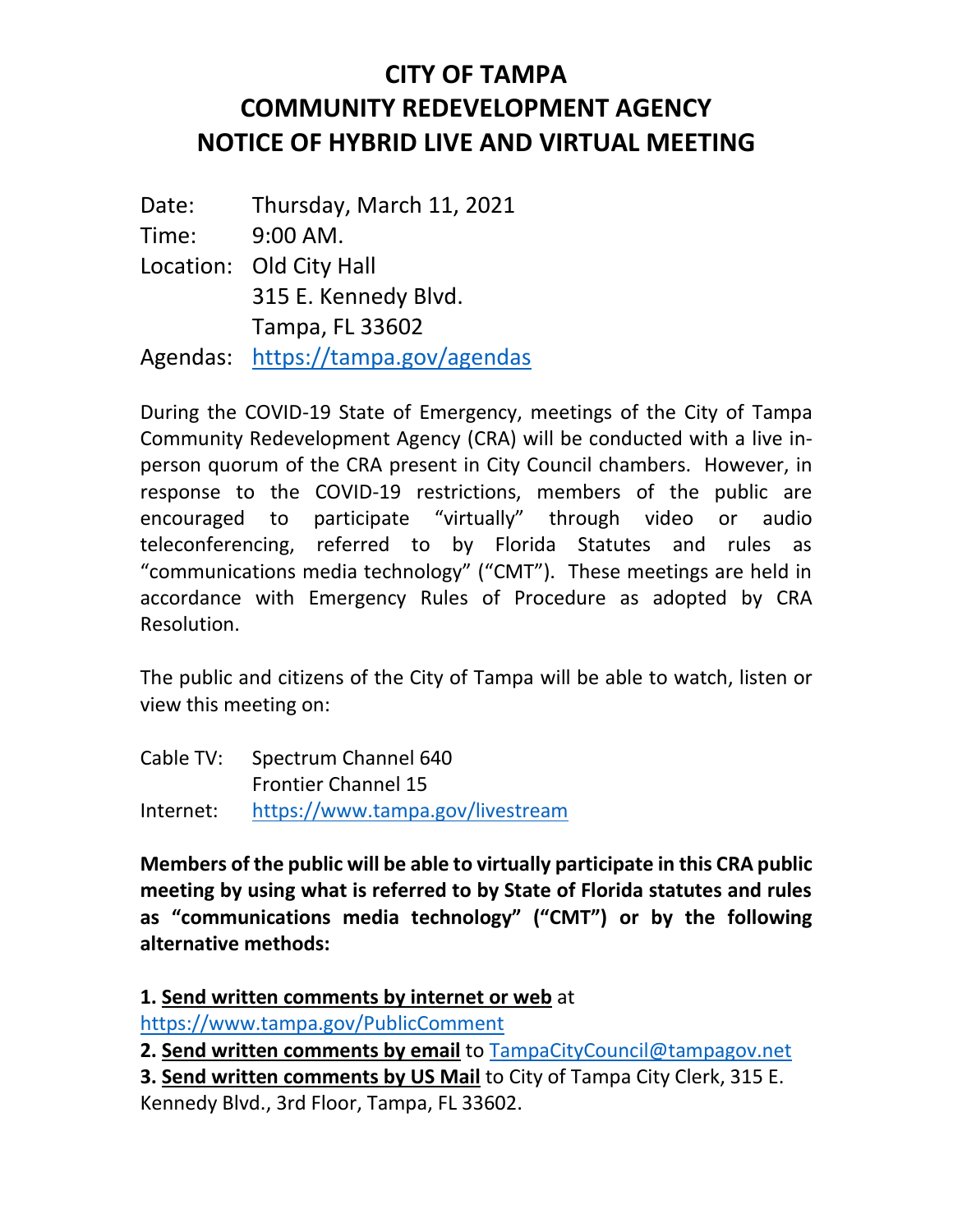# CITY OF TAMPA
# COMMUNITY REDEVELOPMENT AGENCY
# NOTICE OF HYBRID LIVE AND VIRTUAL MEETING

Date: Thursday, March 11, 2021
Time: 9:00 AM.
Location: Old City Hall
315 E. Kennedy Blvd.
Tampa, FL 33602
Agendas: https://tampa.gov/agendas

During the COVID-19 State of Emergency, meetings of the City of Tampa Community Redevelopment Agency (CRA) will be conducted with a live in-person quorum of the CRA present in City Council chambers. However, in response to the COVID-19 restrictions, members of the public are encouraged to participate "virtually" through video or audio teleconferencing, referred to by Florida Statutes and rules as "communications media technology" ("CMT"). These meetings are held in accordance with Emergency Rules of Procedure as adopted by CRA Resolution.

The public and citizens of the City of Tampa will be able to watch, listen or view this meeting on:

Cable TV: Spectrum Channel 640
Frontier Channel 15
Internet: https://www.tampa.gov/livestream

**Members of the public will be able to virtually participate in this CRA public meeting by using what is referred to by State of Florida statutes and rules as "communications media technology" ("CMT") or by the following alternative methods:**

**1. Send written comments by internet or web** at https://www.tampa.gov/PublicComment

**2. Send written comments by email** to TampaCityCouncil@tampagov.net

**3. Send written comments by US Mail** to City of Tampa City Clerk, 315 E. Kennedy Blvd., 3rd Floor, Tampa, FL 33602.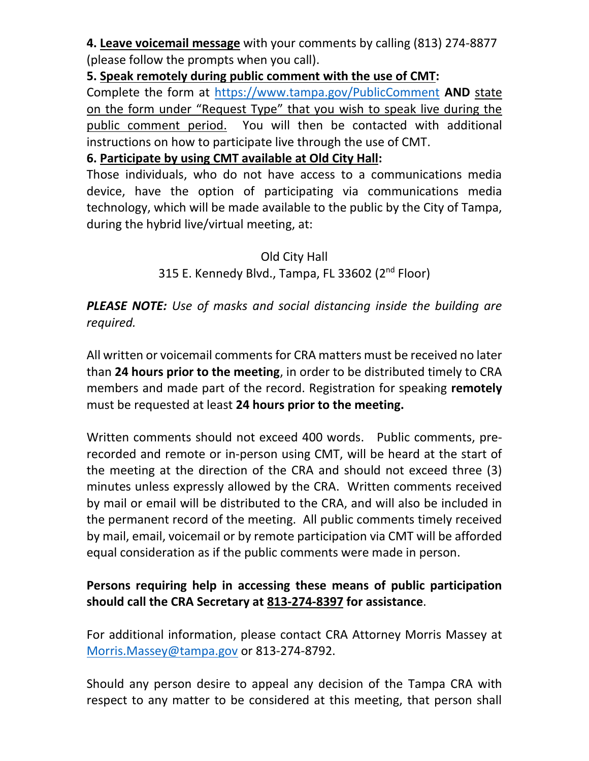**4. <u>Leave voicemail message</u>** with your comments by calling (813) 274-8877 (please follow the prompts when you call).

**5. <u>Speak remotely during public comment with the use of CMT</u>:**
Complete the form at [https://www.tampa.gov/PublicComment](https://www.tampa.gov/PublicComment) **AND** <u>state on the form under "Request Type" that you wish to speak live during the public comment period.</u> You will then be contacted with additional instructions on how to participate live through the use of CMT.

**6. <u>Participate by using CMT available at Old City Hall</u>:**
Those individuals, who do not have access to a communications media device, have the option of participating via communications media technology, which will be made available to the public by the City of Tampa, during the hybrid live/virtual meeting, at:

Old City Hall
315 E. Kennedy Blvd., Tampa, FL 33602 (2nd Floor)

***PLEASE NOTE:*** *Use of masks and social distancing inside the building are required.*

All written or voicemail comments for CRA matters must be received no later than **24 hours prior to the meeting**, in order to be distributed timely to CRA members and made part of the record. Registration for speaking **remotely** must be requested at least **24 hours prior to the meeting.**

Written comments should not exceed 400 words. Public comments, pre-recorded and remote or in-person using CMT, will be heard at the start of the meeting at the direction of the CRA and should not exceed three (3) minutes unless expressly allowed by the CRA. Written comments received by mail or email will be distributed to the CRA, and will also be included in the permanent record of the meeting. All public comments timely received by mail, email, voicemail or by remote participation via CMT will be afforded equal consideration as if the public comments were made in person.

**Persons requiring help in accessing these means of public participation should call the CRA Secretary at <u>813-274-8397</u> for assistance**.

For additional information, please contact CRA Attorney Morris Massey at [Morris.Massey@tampa.gov](mailto:Morris.Massey@tampa.gov) or 813-274-8792.

Should any person desire to appeal any decision of the Tampa CRA with respect to any matter to be considered at this meeting, that person shall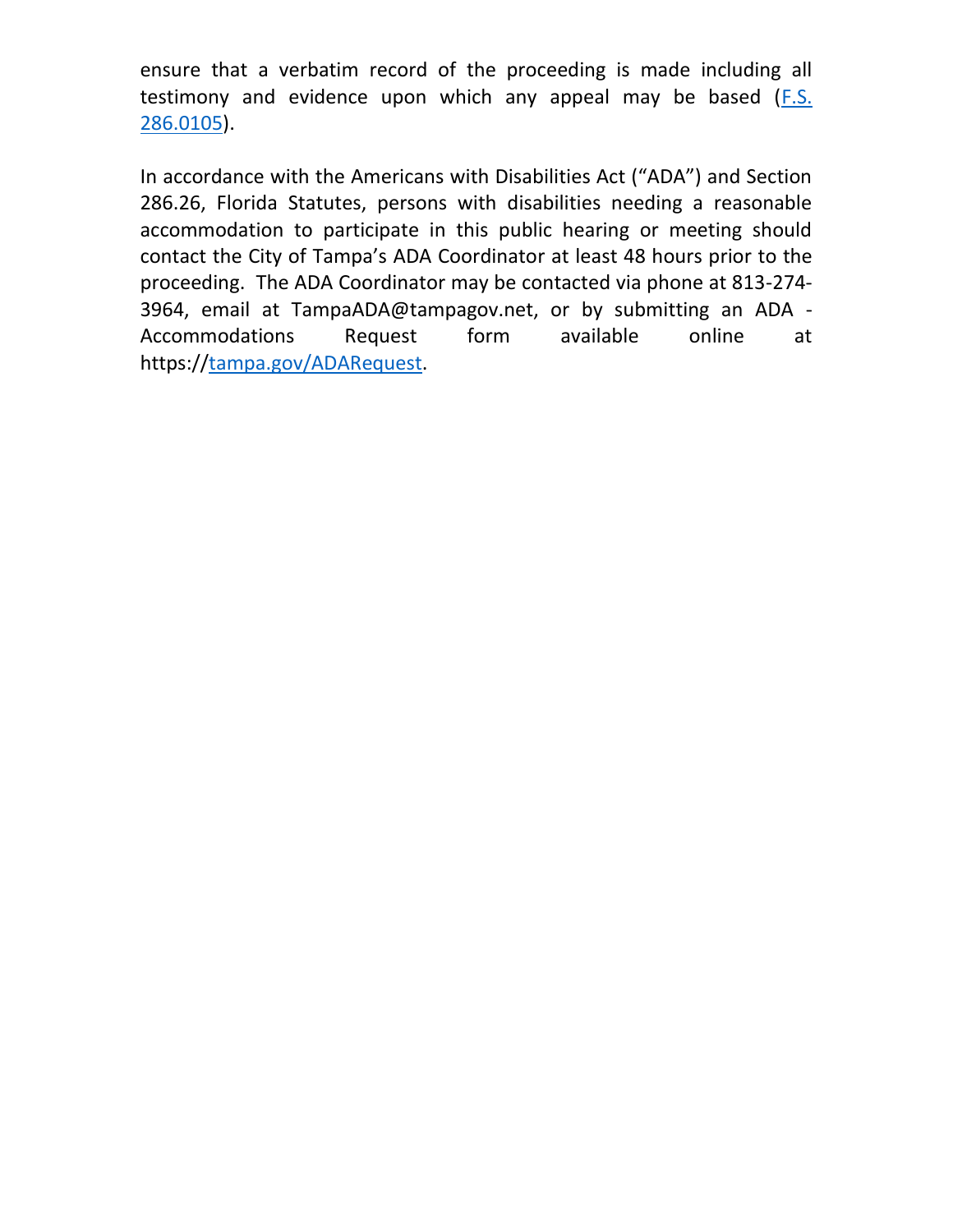ensure that a verbatim record of the proceeding is made including all testimony and evidence upon which any appeal may be based (F.S. 286.0105).

In accordance with the Americans with Disabilities Act ("ADA") and Section 286.26, Florida Statutes, persons with disabilities needing a reasonable accommodation to participate in this public hearing or meeting should contact the City of Tampa's ADA Coordinator at least 48 hours prior to the proceeding. The ADA Coordinator may be contacted via phone at 813-274-3964, email at TampaADA@tampagov.net, or by submitting an ADA - Accommodations Request form available online at https://tampa.gov/ADARequest.